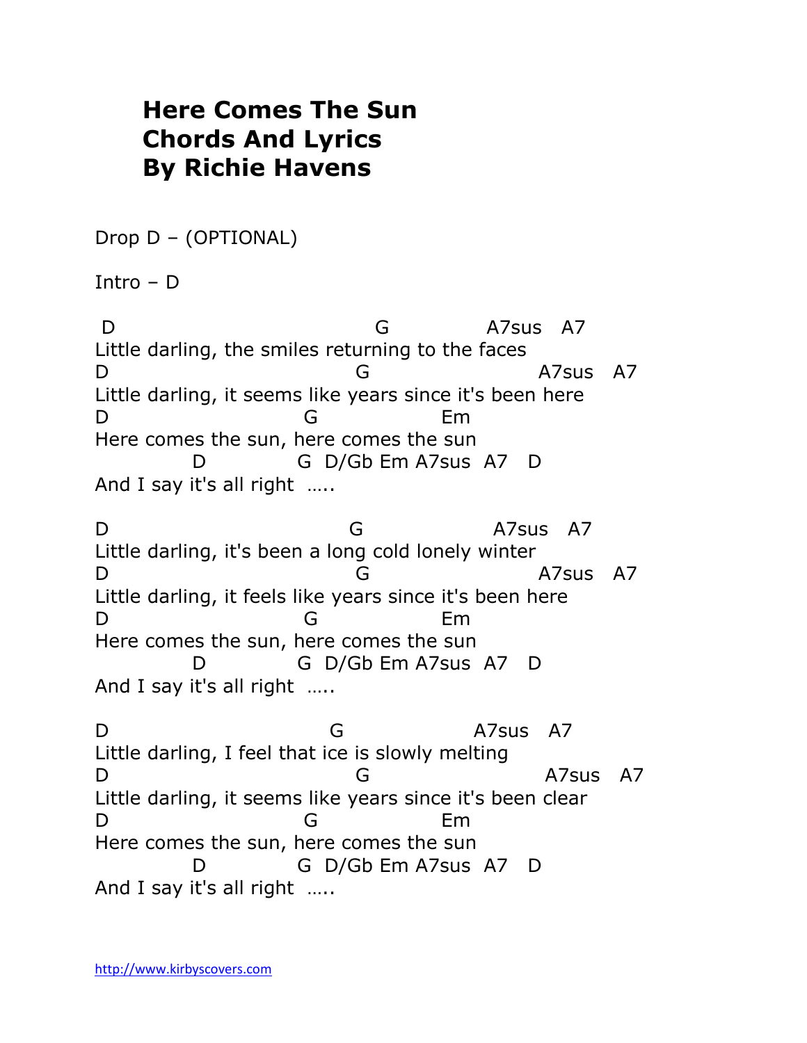# Here Comes The Sun
# Chords And Lyrics
# By Richie Havens

Drop D – (OPTIONAL)

Intro – D

```
 D                              G            A7sus   A7
Little darling, the smiles returning to the faces
D                             G                    A7sus   A7
Little darling, it seems like years since it's been here
D                      G                Em
Here comes the sun, here comes the sun
           D           G  D/Gb Em A7sus  A7   D
And I say it's all right  …..

D                            G                 A7sus   A7
Little darling, it's been a long cold lonely winter
D                             G                    A7sus   A7
Little darling, it feels like years since it's been here
D                      G                Em
Here comes the sun, here comes the sun
           D           G  D/Gb Em A7sus  A7   D
And I say it's all right  …..

D                          G                A7sus   A7
Little darling, I feel that ice is slowly melting
D                             G                     A7sus   A7
Little darling, it seems like years since it's been clear
D                      G                Em
Here comes the sun, here comes the sun
           D           G  D/Gb Em A7sus  A7   D
And I say it's all right  …..
```

http://www.kirbyscovers.com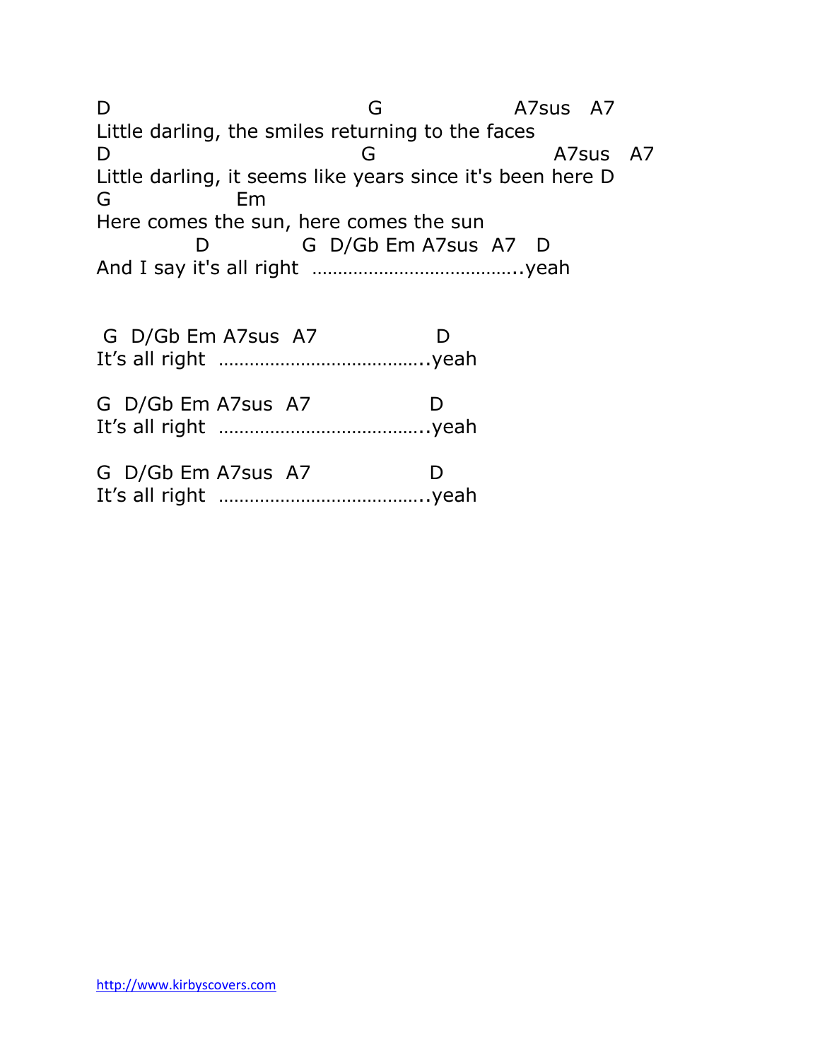```
D                                G                  A7sus   A7
Little darling, the smiles returning to the faces
D                               G                       A7sus   A7
Little darling, it seems like years since it's been here D
G                Em
Here comes the sun, here comes the sun
            D             G  D/Gb Em A7sus  A7   D
And I say it's all right  …………………………………..yeah


 G  D/Gb Em A7sus  A7                 D
It's all right  …………………………………..yeah

G  D/Gb Em A7sus  A7                D
It's all right  …………………………………..yeah

G  D/Gb Em A7sus  A7                D
It's all right  …………………………………..yeah
```

http://www.kirbyscovers.com